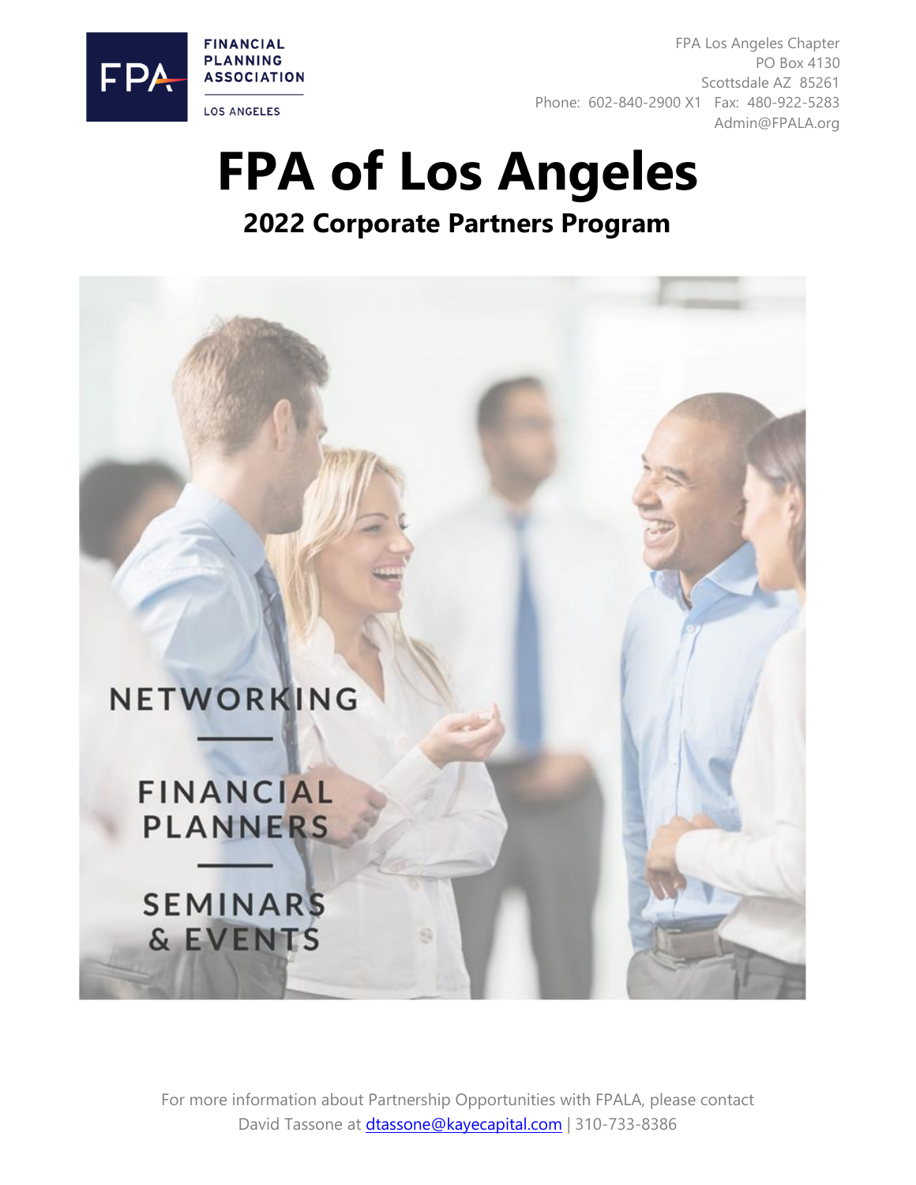FINANCIAL PLANNING ASSOCIATION

LOS ANGELES

FPA Los Angeles Chapter
PO Box 4130
Scottsdale AZ 85261
Phone: 602-840-2900 X1 Fax: 480-922-5283
Admin@FPALA.org

# FPA of Los Angeles

## 2022 Corporate Partners Program

NETWORKING

FINANCIAL PLANNERS

SEMINARS & EVENTS

For more information about Partnership Opportunities with FPALA, please contact David Tassone at dtassone@kayecapital.com | 310-733-8386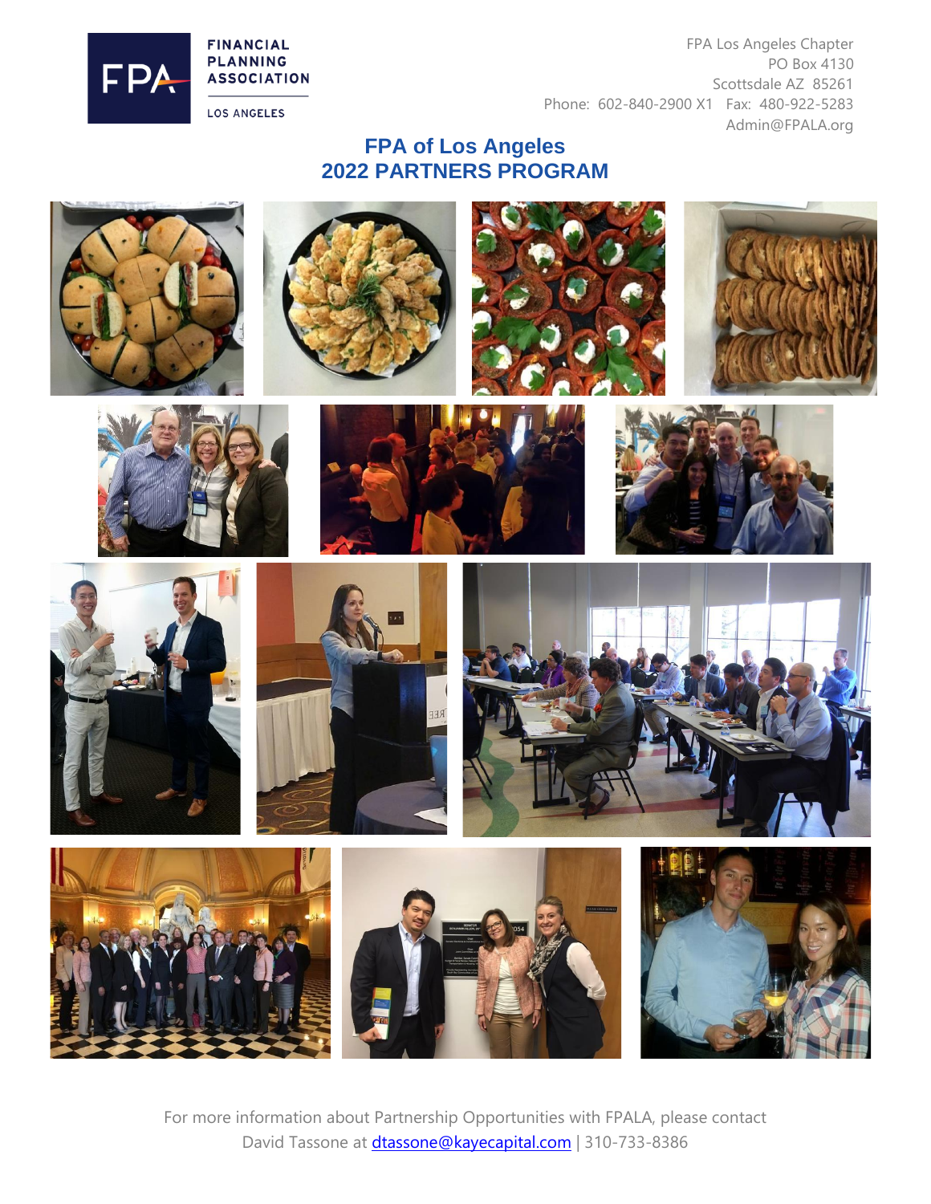FINANCIAL PLANNING ASSOCIATION

LOS ANGELES

FPA Los Angeles Chapter
PO Box 4130
Scottsdale AZ 85261
Phone: 602-840-2900 X1 Fax: 480-922-5283
Admin@FPALA.org

# FPA of Los Angeles
# 2022 PARTNERS PROGRAM

For more information about Partnership Opportunities with FPALA, please contact David Tassone at dtassone@kayecapital.com | 310-733-8386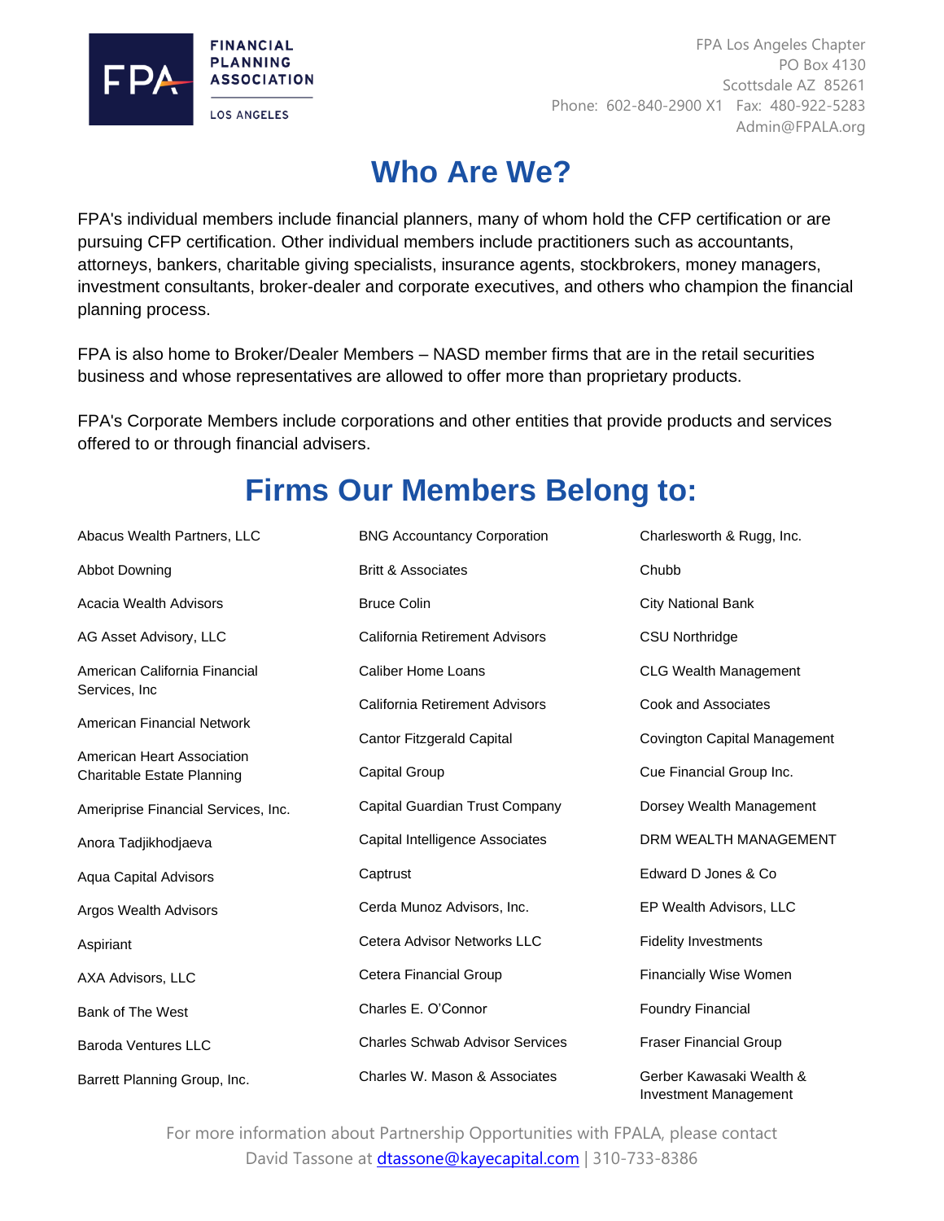FINANCIAL PLANNING ASSOCIATION

LOS ANGELES

FPA Los Angeles Chapter
PO Box 4130
Scottsdale AZ 85261
Phone: 602-840-2900 X1 Fax: 480-922-5283
Admin@FPALA.org

# Who Are We?

FPA's individual members include financial planners, many of whom hold the CFP certification or are pursuing CFP certification. Other individual members include practitioners such as accountants, attorneys, bankers, charitable giving specialists, insurance agents, stockbrokers, money managers, investment consultants, broker-dealer and corporate executives, and others who champion the financial planning process.

FPA is also home to Broker/Dealer Members – NASD member firms that are in the retail securities business and whose representatives are allowed to offer more than proprietary products.

FPA's Corporate Members include corporations and other entities that provide products and services offered to or through financial advisers.

# Firms Our Members Belong to:

- Abacus Wealth Partners, LLC
- Abbot Downing
- Acacia Wealth Advisors
- AG Asset Advisory, LLC
- American California Financial Services, Inc
- American Financial Network
- American Heart Association Charitable Estate Planning
- Ameriprise Financial Services, Inc.
- Anora Tadjikhodjaeva
- Aqua Capital Advisors
- Argos Wealth Advisors
- Aspiriant
- AXA Advisors, LLC
- Bank of The West
- Baroda Ventures LLC
- Barrett Planning Group, Inc.
- BNG Accountancy Corporation
- Britt & Associates
- Bruce Colin
- California Retirement Advisors
- Caliber Home Loans
- California Retirement Advisors
- Cantor Fitzgerald Capital
- Capital Group
- Capital Guardian Trust Company
- Capital Intelligence Associates
- Captrust
- Cerda Munoz Advisors, Inc.
- Cetera Advisor Networks LLC
- Cetera Financial Group
- Charles E. O'Connor
- Charles Schwab Advisor Services
- Charles W. Mason & Associates
- Charlesworth & Rugg, Inc.
- Chubb
- City National Bank
- CSU Northridge
- CLG Wealth Management
- Cook and Associates
- Covington Capital Management
- Cue Financial Group Inc.
- Dorsey Wealth Management
- DRM WEALTH MANAGEMENT
- Edward D Jones & Co
- EP Wealth Advisors, LLC
- Fidelity Investments
- Financially Wise Women
- Foundry Financial
- Fraser Financial Group
- Gerber Kawasaki Wealth & Investment Management

For more information about Partnership Opportunities with FPALA, please contact David Tassone at dtassone@kayecapital.com | 310-733-8386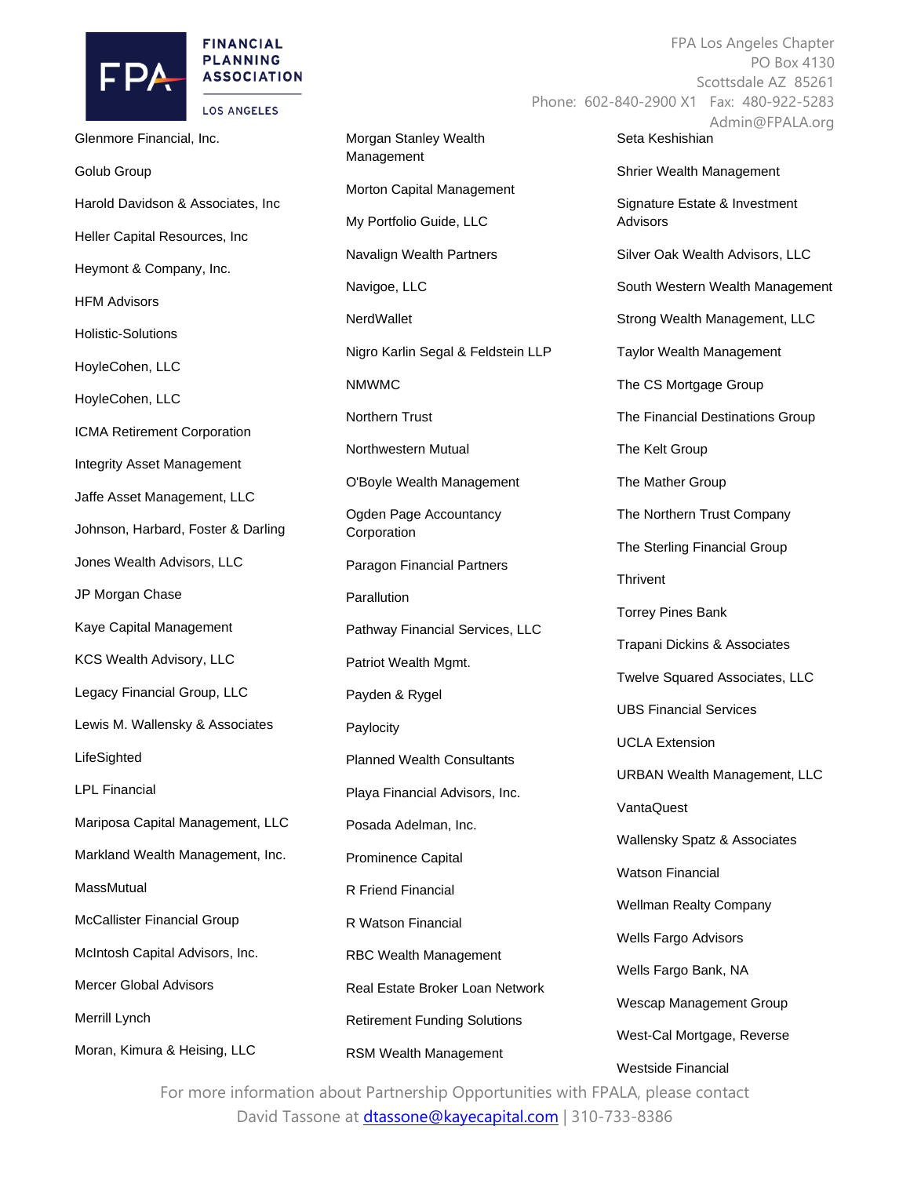FPA Los Angeles Chapter
PO Box 4130
Scottsdale AZ 85261
Phone: 602-840-2900 X1 Fax: 480-922-5283
Admin@FPALA.org

Glenmore Financial, Inc.

Golub Group

Harold Davidson & Associates, Inc

Heller Capital Resources, Inc

Heymont & Company, Inc.

HFM Advisors

Holistic-Solutions

HoyleCohen, LLC

HoyleCohen, LLC

ICMA Retirement Corporation

Integrity Asset Management

Jaffe Asset Management, LLC

Johnson, Harbard, Foster & Darling

Jones Wealth Advisors, LLC

JP Morgan Chase

Kaye Capital Management

KCS Wealth Advisory, LLC

Legacy Financial Group, LLC

Lewis M. Wallensky & Associates

LifeSighted

LPL Financial

Mariposa Capital Management, LLC

Markland Wealth Management, Inc.

MassMutual

McCallister Financial Group

McIntosh Capital Advisors, Inc.

Mercer Global Advisors

Merrill Lynch

Moran, Kimura & Heising, LLC

Morgan Stanley Wealth Management

Morton Capital Management

My Portfolio Guide, LLC

Navalign Wealth Partners

Navigoe, LLC

NerdWallet

Nigro Karlin Segal & Feldstein LLP

NMWMC

Northern Trust

Northwestern Mutual

O'Boyle Wealth Management

Ogden Page Accountancy Corporation

Paragon Financial Partners

Parallution

Pathway Financial Services, LLC

Patriot Wealth Mgmt.

Payden & Rygel

Paylocity

Planned Wealth Consultants

Playa Financial Advisors, Inc.

Posada Adelman, Inc.

Prominence Capital

R Friend Financial

R Watson Financial

RBC Wealth Management

Real Estate Broker Loan Network

Retirement Funding Solutions

RSM Wealth Management

Seta Keshishian

Shrier Wealth Management

Signature Estate & Investment Advisors

Silver Oak Wealth Advisors, LLC

South Western Wealth Management

Strong Wealth Management, LLC

Taylor Wealth Management

The CS Mortgage Group

The Financial Destinations Group

The Kelt Group

The Mather Group

The Northern Trust Company

The Sterling Financial Group

Thrivent

Torrey Pines Bank

Trapani Dickins & Associates

Twelve Squared Associates, LLC

UBS Financial Services

UCLA Extension

URBAN Wealth Management, LLC

VantaQuest

Wallensky Spatz & Associates

Watson Financial

Wellman Realty Company

Wells Fargo Advisors

Wells Fargo Bank, NA

Wescap Management Group

West-Cal Mortgage, Reverse

Westside Financial

For more information about Partnership Opportunities with FPALA, please contact David Tassone at dtassone@kayecapital.com | 310-733-8386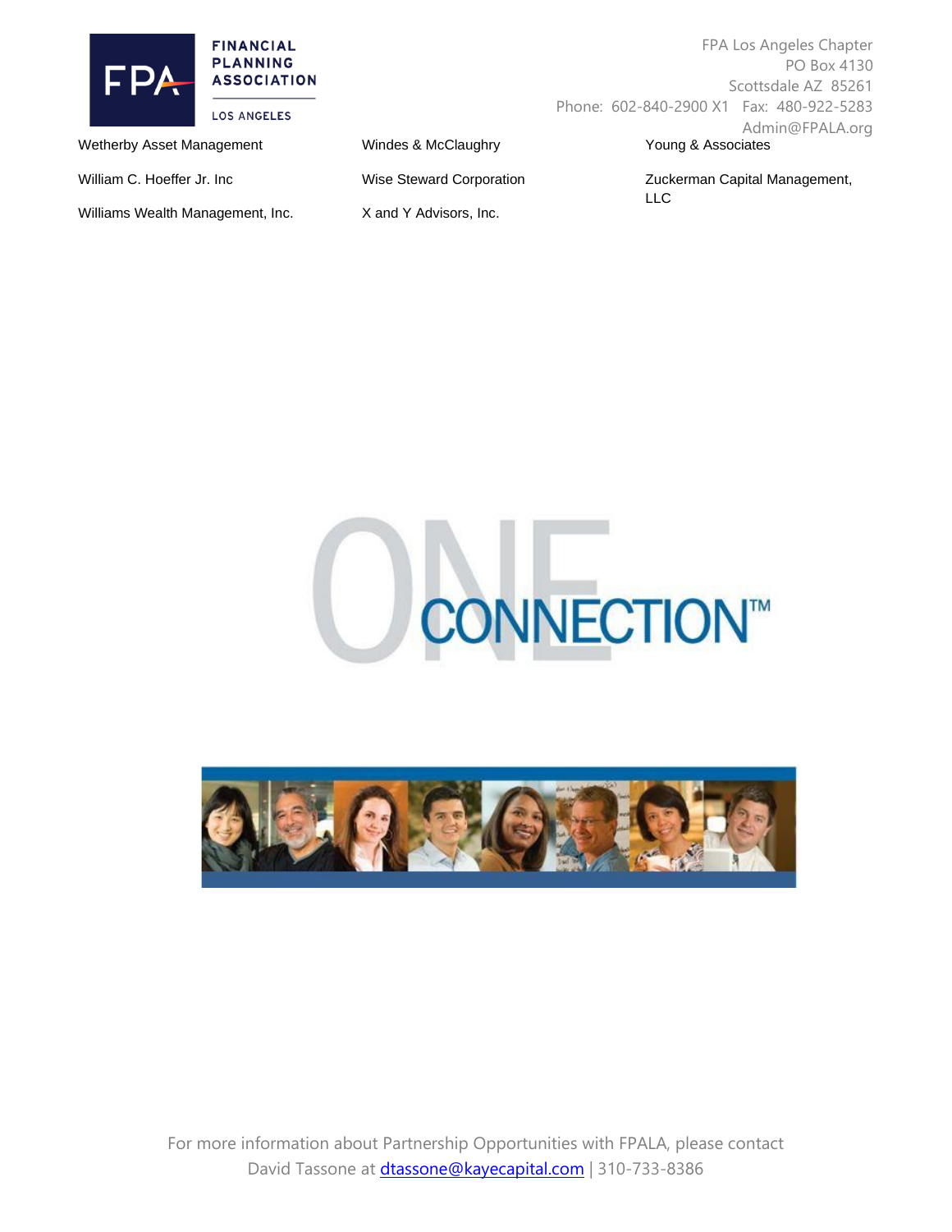Wetherby Asset Management

William C. Hoeffer Jr. Inc

Williams Wealth Management, Inc.

Windes & McClaughry

Wise Steward Corporation

X and Y Advisors, Inc.

Young & Associates

Zuckerman Capital Management, LLC

For more information about Partnership Opportunities with FPALA, please contact David Tassone at dtassone@kayecapital.com | 310-733-8386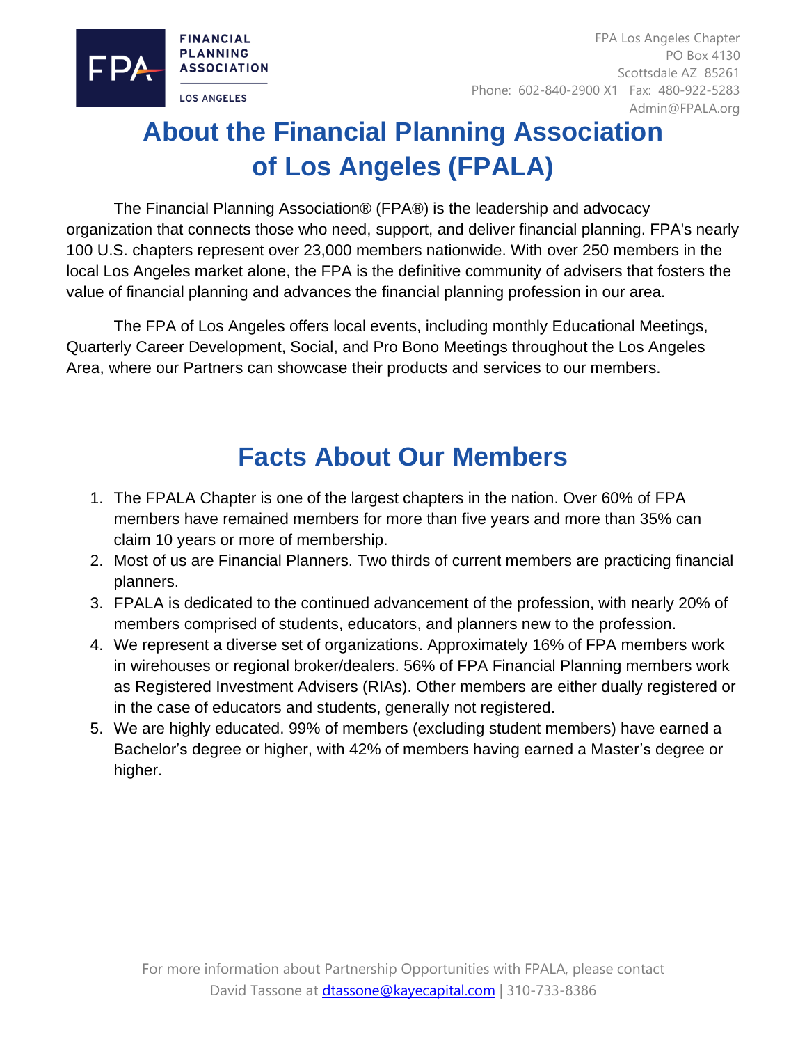FPA Los Angeles Chapter
PO Box 4130
Scottsdale AZ 85261
Phone: 602-840-2900 X1 Fax: 480-922-5283
Admin@FPALA.org

# About the Financial Planning Association of Los Angeles (FPALA)

The Financial Planning Association® (FPA®) is the leadership and advocacy organization that connects those who need, support, and deliver financial planning. FPA's nearly 100 U.S. chapters represent over 23,000 members nationwide. With over 250 members in the local Los Angeles market alone, the FPA is the definitive community of advisers that fosters the value of financial planning and advances the financial planning profession in our area.

The FPA of Los Angeles offers local events, including monthly Educational Meetings, Quarterly Career Development, Social, and Pro Bono Meetings throughout the Los Angeles Area, where our Partners can showcase their products and services to our members.

# Facts About Our Members

1. The FPALA Chapter is one of the largest chapters in the nation. Over 60% of FPA members have remained members for more than five years and more than 35% can claim 10 years or more of membership.
2. Most of us are Financial Planners. Two thirds of current members are practicing financial planners.
3. FPALA is dedicated to the continued advancement of the profession, with nearly 20% of members comprised of students, educators, and planners new to the profession.
4. We represent a diverse set of organizations. Approximately 16% of FPA members work in wirehouses or regional broker/dealers. 56% of FPA Financial Planning members work as Registered Investment Advisers (RIAs). Other members are either dually registered or in the case of educators and students, generally not registered.
5. We are highly educated. 99% of members (excluding student members) have earned a Bachelor's degree or higher, with 42% of members having earned a Master's degree or higher.

For more information about Partnership Opportunities with FPALA, please contact David Tassone at dtassone@kayecapital.com | 310-733-8386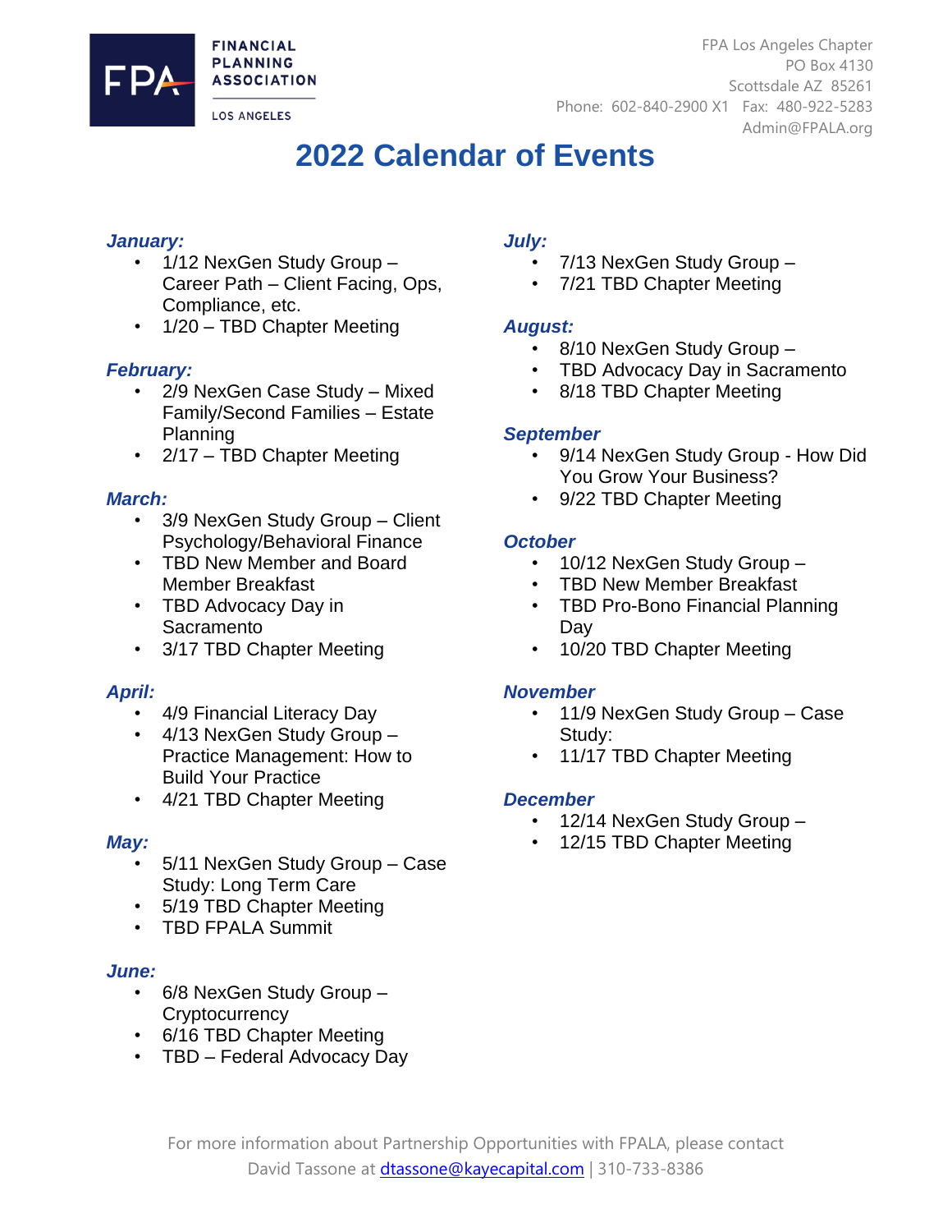FINANCIAL PLANNING ASSOCIATION

LOS ANGELES

FPA Los Angeles Chapter
PO Box 4130
Scottsdale AZ 85261
Phone: 602-840-2900 X1 Fax: 480-922-5283
Admin@FPALA.org

# 2022 Calendar of Events

***January:***

- 1/12 NexGen Study Group – Career Path – Client Facing, Ops, Compliance, etc.
- 1/20 – TBD Chapter Meeting

***February:***

- 2/9 NexGen Case Study – Mixed Family/Second Families – Estate Planning
- 2/17 – TBD Chapter Meeting

***March:***

- 3/9 NexGen Study Group – Client Psychology/Behavioral Finance
- TBD New Member and Board Member Breakfast
- TBD Advocacy Day in Sacramento
- 3/17 TBD Chapter Meeting

***April:***

- 4/9 Financial Literacy Day
- 4/13 NexGen Study Group – Practice Management: How to Build Your Practice
- 4/21 TBD Chapter Meeting

***May:***

- 5/11 NexGen Study Group – Case Study: Long Term Care
- 5/19 TBD Chapter Meeting
- TBD FPALA Summit

***June:***

- 6/8 NexGen Study Group – Cryptocurrency
- 6/16 TBD Chapter Meeting
- TBD – Federal Advocacy Day

***July:***

- 7/13 NexGen Study Group –
- 7/21 TBD Chapter Meeting

***August:***

- 8/10 NexGen Study Group –
- TBD Advocacy Day in Sacramento
- 8/18 TBD Chapter Meeting

***September***

- 9/14 NexGen Study Group - How Did You Grow Your Business?
- 9/22 TBD Chapter Meeting

***October***

- 10/12 NexGen Study Group –
- TBD New Member Breakfast
- TBD Pro-Bono Financial Planning Day
- 10/20 TBD Chapter Meeting

***November***

- 11/9 NexGen Study Group – Case Study:
- 11/17 TBD Chapter Meeting

***December***

- 12/14 NexGen Study Group –
- 12/15 TBD Chapter Meeting

For more information about Partnership Opportunities with FPALA, please contact David Tassone at dtassone@kayecapital.com | 310-733-8386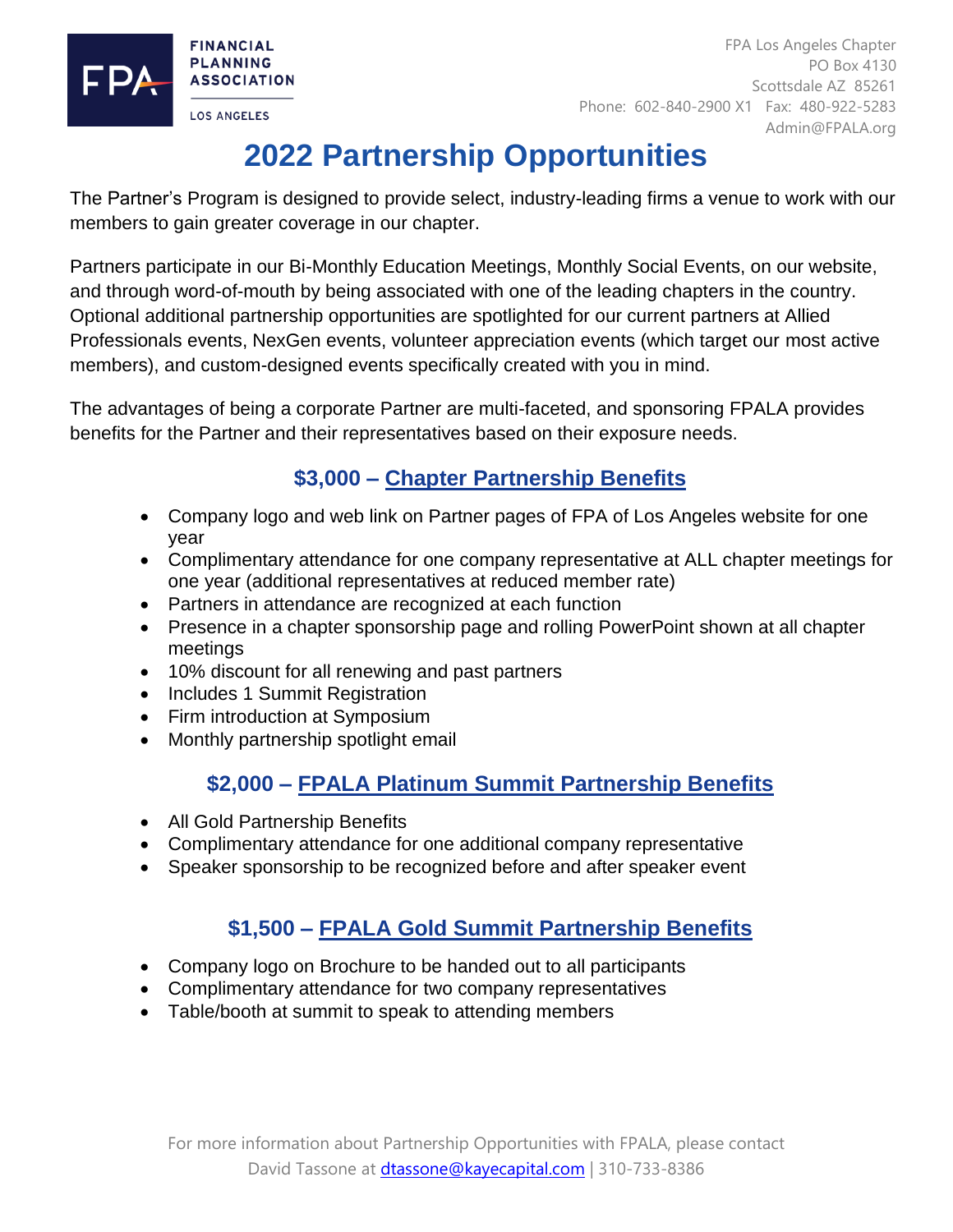FINANCIAL PLANNING ASSOCIATION

LOS ANGELES

FPA Los Angeles Chapter
PO Box 4130
Scottsdale AZ 85261
Phone: 602-840-2900 X1 Fax: 480-922-5283
Admin@FPALA.org

# 2022 Partnership Opportunities

The Partner's Program is designed to provide select, industry-leading firms a venue to work with our members to gain greater coverage in our chapter.

Partners participate in our Bi-Monthly Education Meetings, Monthly Social Events, on our website, and through word-of-mouth by being associated with one of the leading chapters in the country. Optional additional partnership opportunities are spotlighted for our current partners at Allied Professionals events, NexGen events, volunteer appreciation events (which target our most active members), and custom-designed events specifically created with you in mind.

The advantages of being a corporate Partner are multi-faceted, and sponsoring FPALA provides benefits for the Partner and their representatives based on their exposure needs.

## $3,000 – Chapter Partnership Benefits

- Company logo and web link on Partner pages of FPA of Los Angeles website for one year
- Complimentary attendance for one company representative at ALL chapter meetings for one year (additional representatives at reduced member rate)
- Partners in attendance are recognized at each function
- Presence in a chapter sponsorship page and rolling PowerPoint shown at all chapter meetings
- 10% discount for all renewing and past partners
- Includes 1 Summit Registration
- Firm introduction at Symposium
- Monthly partnership spotlight email

## $2,000 – FPALA Platinum Summit Partnership Benefits

- All Gold Partnership Benefits
- Complimentary attendance for one additional company representative
- Speaker sponsorship to be recognized before and after speaker event

## $1,500 – FPALA Gold Summit Partnership Benefits

- Company logo on Brochure to be handed out to all participants
- Complimentary attendance for two company representatives
- Table/booth at summit to speak to attending members

For more information about Partnership Opportunities with FPALA, please contact David Tassone at dtassone@kayecapital.com | 310-733-8386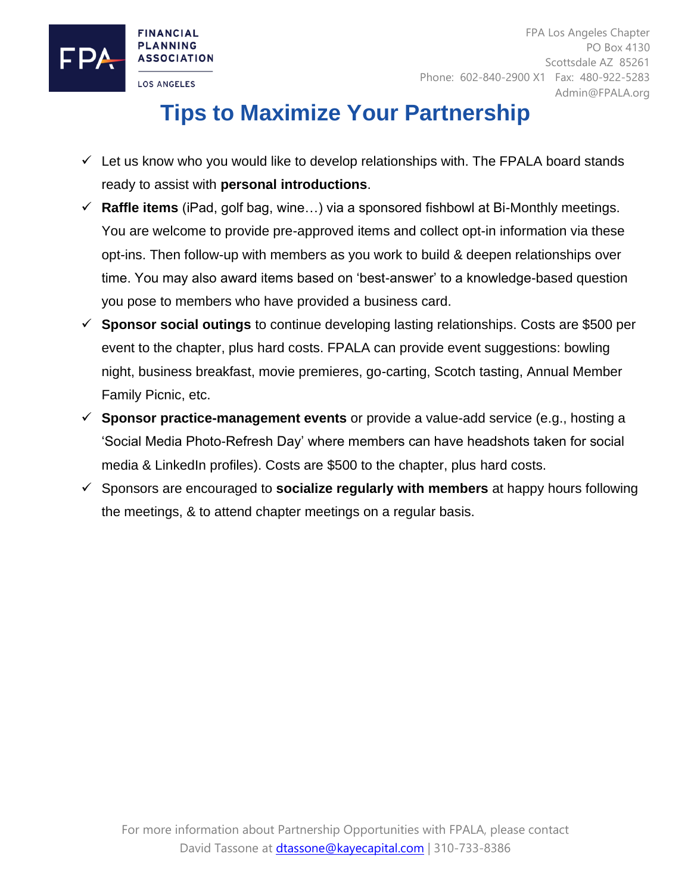FINANCIAL PLANNING ASSOCIATION
LOS ANGELES

FPA Los Angeles Chapter
PO Box 4130
Scottsdale AZ 85261
Phone: 602-840-2900 X1 Fax: 480-922-5283
Admin@FPALA.org

# Tips to Maximize Your Partnership

- ✓ Let us know who you would like to develop relationships with. The FPALA board stands ready to assist with **personal introductions**.
- ✓ **Raffle items** (iPad, golf bag, wine…) via a sponsored fishbowl at Bi-Monthly meetings. You are welcome to provide pre-approved items and collect opt-in information via these opt-ins. Then follow-up with members as you work to build & deepen relationships over time. You may also award items based on 'best-answer' to a knowledge-based question you pose to members who have provided a business card.
- ✓ **Sponsor social outings** to continue developing lasting relationships. Costs are $500 per event to the chapter, plus hard costs. FPALA can provide event suggestions: bowling night, business breakfast, movie premieres, go-carting, Scotch tasting, Annual Member Family Picnic, etc.
- ✓ **Sponsor practice-management events** or provide a value-add service (e.g., hosting a 'Social Media Photo-Refresh Day' where members can have headshots taken for social media & LinkedIn profiles). Costs are $500 to the chapter, plus hard costs.
- ✓ Sponsors are encouraged to **socialize regularly with members** at happy hours following the meetings, & to attend chapter meetings on a regular basis.

For more information about Partnership Opportunities with FPALA, please contact David Tassone at dtassone@kayecapital.com | 310-733-8386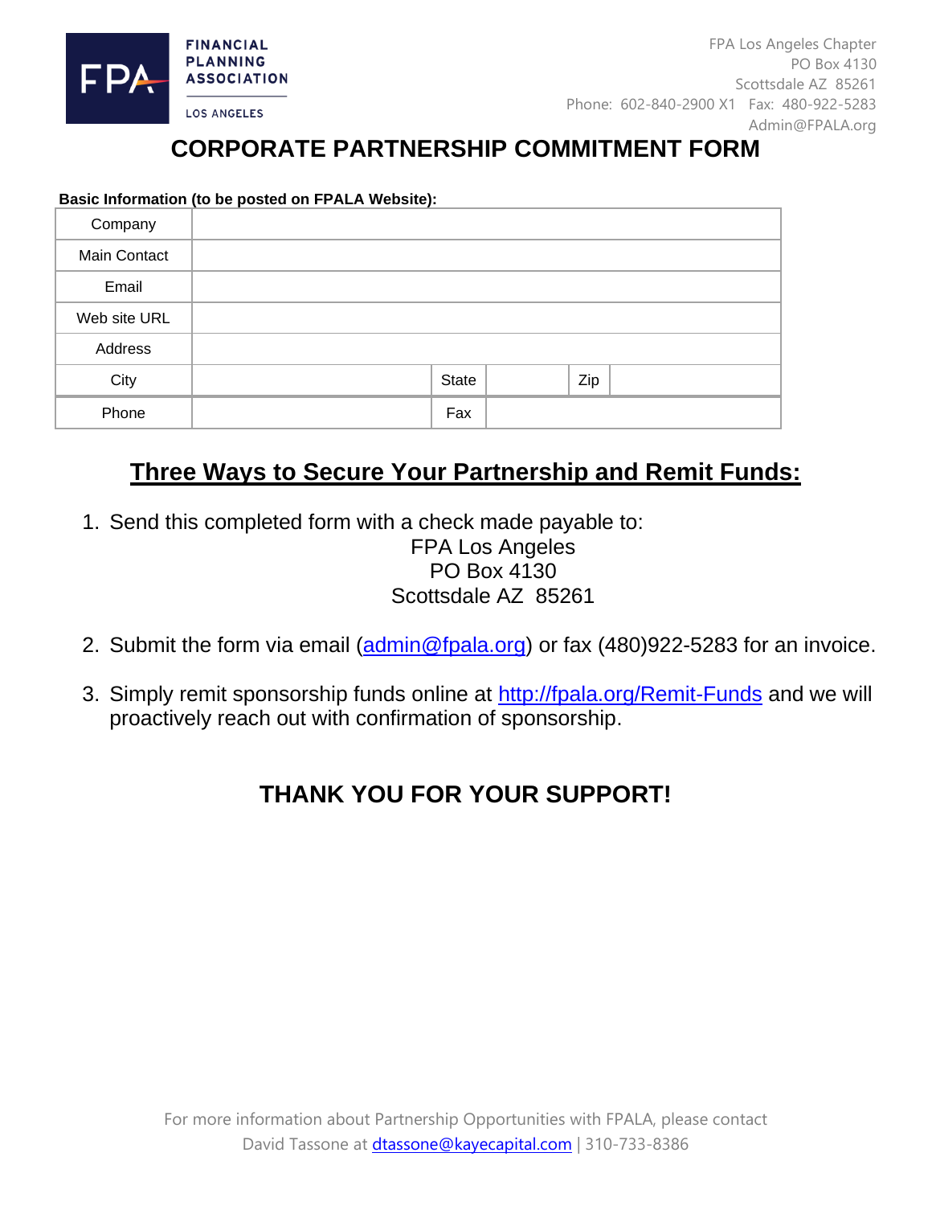FINANCIAL PLANNING ASSOCIATION

LOS ANGELES

FPA Los Angeles Chapter
PO Box 4130
Scottsdale AZ 85261
Phone: 602-840-2900 X1 Fax: 480-922-5283
Admin@FPALA.org

# CORPORATE PARTNERSHIP COMMITMENT FORM

**Basic Information (to be posted on FPALA Website):**

| | | | | | |
|---|---|---|---|---|---|
| Company | | | | | |
| Main Contact | | | | | |
| Email | | | | | |
| Web site URL | | | | | |
| Address | | | | | |
| City | | State | | Zip | |
| Phone | | Fax | | | |

## Three Ways to Secure Your Partnership and Remit Funds:

1. Send this completed form with a check made payable to:
   FPA Los Angeles
   PO Box 4130
   Scottsdale AZ 85261

2. Submit the form via email (admin@fpala.org) or fax (480)922-5283 for an invoice.

3. Simply remit sponsorship funds online at http://fpala.org/Remit-Funds and we will proactively reach out with confirmation of sponsorship.

## THANK YOU FOR YOUR SUPPORT!

For more information about Partnership Opportunities with FPALA, please contact David Tassone at dtassone@kayecapital.com | 310-733-8386